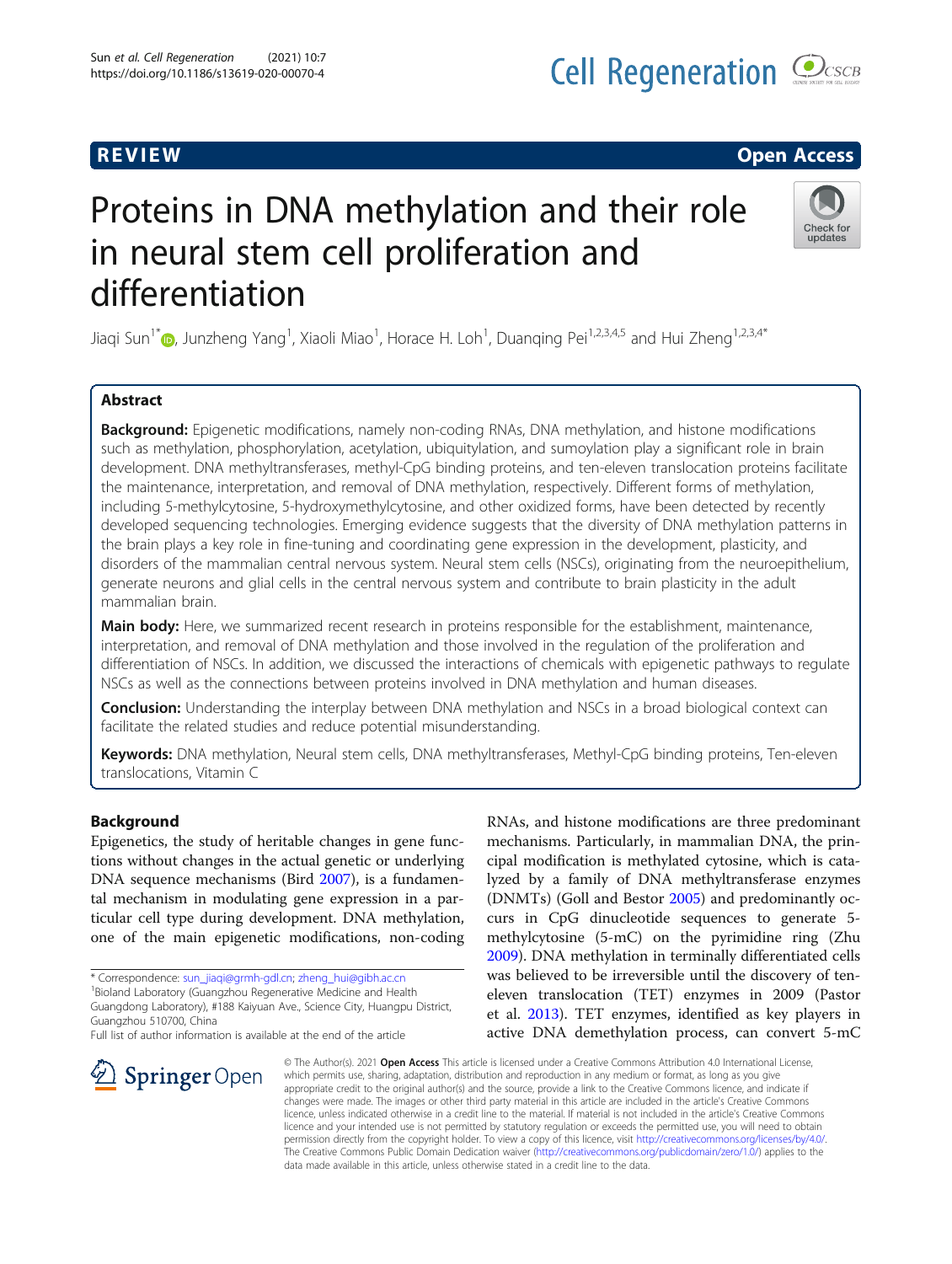REVIEW Open Access

# Proteins in DNA methylation and their role in neural stem cell proliferation and differentiation

Jiaqi Sun[1*], Junzheng Yang[1], Xiaoli Miao[1], Horace H. Loh[1], Duanqing Pei[1,2,3,4,5] and Hui Zheng[1,2,3,4*]

## Abstract

**Background:** Epigenetic modifications, namely non-coding RNAs, DNA methylation, and histone modifications such as methylation, phosphorylation, acetylation, ubiquitylation, and sumoylation play a significant role in brain development. DNA methyltransferases, methyl-CpG binding proteins, and ten-eleven translocation proteins facilitate the maintenance, interpretation, and removal of DNA methylation, respectively. Different forms of methylation, including 5-methylcytosine, 5-hydroxymethylcytosine, and other oxidized forms, have been detected by recently developed sequencing technologies. Emerging evidence suggests that the diversity of DNA methylation patterns in the brain plays a key role in fine-tuning and coordinating gene expression in the development, plasticity, and disorders of the mammalian central nervous system. Neural stem cells (NSCs), originating from the neuroepithelium, generate neurons and glial cells in the central nervous system and contribute to brain plasticity in the adult mammalian brain.

**Main body:** Here, we summarized recent research in proteins responsible for the establishment, maintenance, interpretation, and removal of DNA methylation and those involved in the regulation of the proliferation and differentiation of NSCs. In addition, we discussed the interactions of chemicals with epigenetic pathways to regulate NSCs as well as the connections between proteins involved in DNA methylation and human diseases.

**Conclusion:** Understanding the interplay between DNA methylation and NSCs in a broad biological context can facilitate the related studies and reduce potential misunderstanding.

**Keywords:** DNA methylation, Neural stem cells, DNA methyltransferases, Methyl-CpG binding proteins, Ten-eleven translocations, Vitamin C

## Background

Epigenetics, the study of heritable changes in gene functions without changes in the actual genetic or underlying DNA sequence mechanisms (Bird 2007), is a fundamental mechanism in modulating gene expression in a particular cell type during development. DNA methylation, one of the main epigenetic modifications, non-coding RNAs, and histone modifications are three predominant mechanisms. Particularly, in mammalian DNA, the principal modification is methylated cytosine, which is catalyzed by a family of DNA methyltransferase enzymes (DNMTs) (Goll and Bestor 2005) and predominantly occurs in CpG dinucleotide sequences to generate 5-methylcytosine (5-mC) on the pyrimidine ring (Zhu 2009). DNA methylation in terminally differentiated cells was believed to be irreversible until the discovery of ten-eleven translocation (TET) enzymes in 2009 (Pastor et al. 2013). TET enzymes, identified as key players in active DNA demethylation process, can convert 5-mC

\* Correspondence: sun_jiaqi@grmh-gdl.cn; zheng_hui@gibh.ac.cn
[1]Bioland Laboratory (Guangzhou Regenerative Medicine and Health Guangdong Laboratory), #188 Kaiyuan Ave., Science City, Huangpu District, Guangzhou 510700, China
Full list of author information is available at the end of the article

© The Author(s). 2021 **Open Access** This article is licensed under a Creative Commons Attribution 4.0 International License, which permits use, sharing, adaptation, distribution and reproduction in any medium or format, as long as you give appropriate credit to the original author(s) and the source, provide a link to the Creative Commons licence, and indicate if changes were made. The images or other third party material in this article are included in the article's Creative Commons licence, unless indicated otherwise in a credit line to the material. If material is not included in the article's Creative Commons licence and your intended use is not permitted by statutory regulation or exceeds the permitted use, you will need to obtain permission directly from the copyright holder. To view a copy of this licence, visit http://creativecommons.org/licenses/by/4.0/. The Creative Commons Public Domain Dedication waiver (http://creativecommons.org/publicdomain/zero/1.0/) applies to the data made available in this article, unless otherwise stated in a credit line to the data.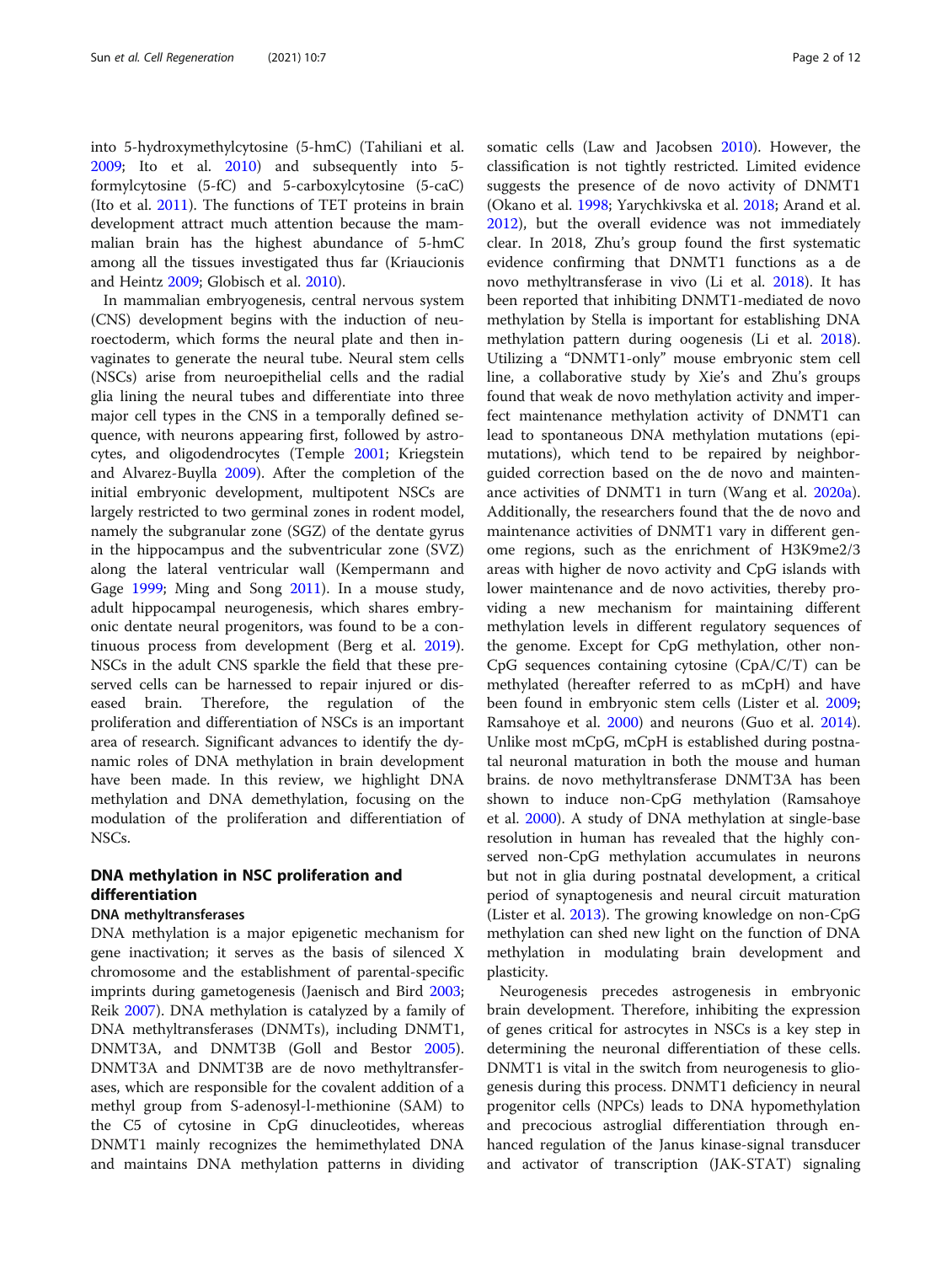into 5-hydroxymethylcytosine (5-hmC) (Tahiliani et al. 2009; Ito et al. 2010) and subsequently into 5-formylcytosine (5-fC) and 5-carboxylcytosine (5-caC) (Ito et al. 2011). The functions of TET proteins in brain development attract much attention because the mammalian brain has the highest abundance of 5-hmC among all the tissues investigated thus far (Kriaucionis and Heintz 2009; Globisch et al. 2010).

In mammalian embryogenesis, central nervous system (CNS) development begins with the induction of neuroectoderm, which forms the neural plate and then invaginates to generate the neural tube. Neural stem cells (NSCs) arise from neuroepithelial cells and the radial glia lining the neural tubes and differentiate into three major cell types in the CNS in a temporally defined sequence, with neurons appearing first, followed by astrocytes, and oligodendrocytes (Temple 2001; Kriegstein and Alvarez-Buylla 2009). After the completion of the initial embryonic development, multipotent NSCs are largely restricted to two germinal zones in rodent model, namely the subgranular zone (SGZ) of the dentate gyrus in the hippocampus and the subventricular zone (SVZ) along the lateral ventricular wall (Kempermann and Gage 1999; Ming and Song 2011). In a mouse study, adult hippocampal neurogenesis, which shares embryonic dentate neural progenitors, was found to be a continuous process from development (Berg et al. 2019). NSCs in the adult CNS sparkle the field that these preserved cells can be harnessed to repair injured or diseased brain. Therefore, the regulation of the proliferation and differentiation of NSCs is an important area of research. Significant advances to identify the dynamic roles of DNA methylation in brain development have been made. In this review, we highlight DNA methylation and DNA demethylation, focusing on the modulation of the proliferation and differentiation of NSCs.

## DNA methylation in NSC proliferation and differentiation

### DNA methyltransferases

DNA methylation is a major epigenetic mechanism for gene inactivation; it serves as the basis of silenced X chromosome and the establishment of parental-specific imprints during gametogenesis (Jaenisch and Bird 2003; Reik 2007). DNA methylation is catalyzed by a family of DNA methyltransferases (DNMTs), including DNMT1, DNMT3A, and DNMT3B (Goll and Bestor 2005). DNMT3A and DNMT3B are de novo methyltransferases, which are responsible for the covalent addition of a methyl group from S-adenosyl-l-methionine (SAM) to the C5 of cytosine in CpG dinucleotides, whereas DNMT1 mainly recognizes the hemimethylated DNA and maintains DNA methylation patterns in dividing somatic cells (Law and Jacobsen 2010). However, the classification is not tightly restricted. Limited evidence suggests the presence of de novo activity of DNMT1 (Okano et al. 1998; Yarychkivska et al. 2018; Arand et al. 2012), but the overall evidence was not immediately clear. In 2018, Zhu's group found the first systematic evidence confirming that DNMT1 functions as a de novo methyltransferase in vivo (Li et al. 2018). It has been reported that inhibiting DNMT1-mediated de novo methylation by Stella is important for establishing DNA methylation pattern during oogenesis (Li et al. 2018). Utilizing a "DNMT1-only" mouse embryonic stem cell line, a collaborative study by Xie's and Zhu's groups found that weak de novo methylation activity and imperfect maintenance methylation activity of DNMT1 can lead to spontaneous DNA methylation mutations (epimutations), which tend to be repaired by neighbor-guided correction based on the de novo and maintenance activities of DNMT1 in turn (Wang et al. 2020a). Additionally, the researchers found that the de novo and maintenance activities of DNMT1 vary in different genome regions, such as the enrichment of H3K9me2/3 areas with higher de novo activity and CpG islands with lower maintenance and de novo activities, thereby providing a new mechanism for maintaining different methylation levels in different regulatory sequences of the genome. Except for CpG methylation, other non-CpG sequences containing cytosine (CpA/C/T) can be methylated (hereafter referred to as mCpH) and have been found in embryonic stem cells (Lister et al. 2009; Ramsahoye et al. 2000) and neurons (Guo et al. 2014). Unlike most mCpG, mCpH is established during postnatal neuronal maturation in both the mouse and human brains. de novo methyltransferase DNMT3A has been shown to induce non-CpG methylation (Ramsahoye et al. 2000). A study of DNA methylation at single-base resolution in human has revealed that the highly conserved non-CpG methylation accumulates in neurons but not in glia during postnatal development, a critical period of synaptogenesis and neural circuit maturation (Lister et al. 2013). The growing knowledge on non-CpG methylation can shed new light on the function of DNA methylation in modulating brain development and plasticity.

Neurogenesis precedes astrogenesis in embryonic brain development. Therefore, inhibiting the expression of genes critical for astrocytes in NSCs is a key step in determining the neuronal differentiation of these cells. DNMT1 is vital in the switch from neurogenesis to gliogenesis during this process. DNMT1 deficiency in neural progenitor cells (NPCs) leads to DNA hypomethylation and precocious astroglial differentiation through enhanced regulation of the Janus kinase-signal transducer and activator of transcription (JAK-STAT) signaling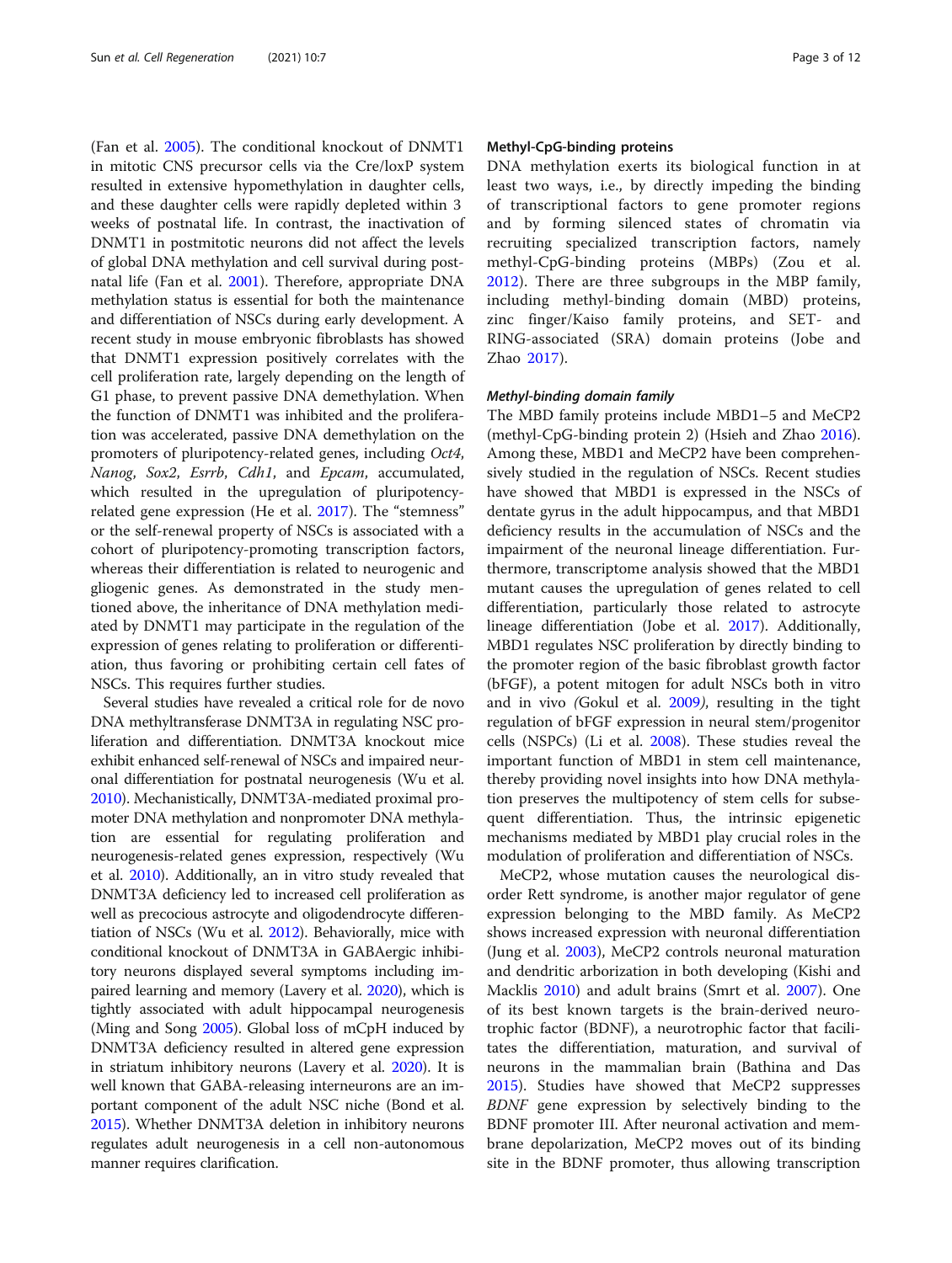(Fan et al. 2005). The conditional knockout of DNMT1 in mitotic CNS precursor cells via the Cre/loxP system resulted in extensive hypomethylation in daughter cells, and these daughter cells were rapidly depleted within 3 weeks of postnatal life. In contrast, the inactivation of DNMT1 in postmitotic neurons did not affect the levels of global DNA methylation and cell survival during postnatal life (Fan et al. 2001). Therefore, appropriate DNA methylation status is essential for both the maintenance and differentiation of NSCs during early development. A recent study in mouse embryonic fibroblasts has showed that DNMT1 expression positively correlates with the cell proliferation rate, largely depending on the length of G1 phase, to prevent passive DNA demethylation. When the function of DNMT1 was inhibited and the proliferation was accelerated, passive DNA demethylation on the promoters of pluripotency-related genes, including *Oct4*, *Nanog*, *Sox2*, *Esrrb*, *Cdh1*, and *Epcam*, accumulated, which resulted in the upregulation of pluripotency-related gene expression (He et al. 2017). The "stemness" or the self-renewal property of NSCs is associated with a cohort of pluripotency-promoting transcription factors, whereas their differentiation is related to neurogenic and gliogenic genes. As demonstrated in the study mentioned above, the inheritance of DNA methylation mediated by DNMT1 may participate in the regulation of the expression of genes relating to proliferation or differentiation, thus favoring or prohibiting certain cell fates of NSCs. This requires further studies.

Several studies have revealed a critical role for de novo DNA methyltransferase DNMT3A in regulating NSC proliferation and differentiation. DNMT3A knockout mice exhibit enhanced self-renewal of NSCs and impaired neuronal differentiation for postnatal neurogenesis (Wu et al. 2010). Mechanistically, DNMT3A-mediated proximal promoter DNA methylation and nonpromoter DNA methylation are essential for regulating proliferation and neurogenesis-related genes expression, respectively (Wu et al. 2010). Additionally, an in vitro study revealed that DNMT3A deficiency led to increased cell proliferation as well as precocious astrocyte and oligodendrocyte differentiation of NSCs (Wu et al. 2012). Behaviorally, mice with conditional knockout of DNMT3A in GABAergic inhibitory neurons displayed several symptoms including impaired learning and memory (Lavery et al. 2020), which is tightly associated with adult hippocampal neurogenesis (Ming and Song 2005). Global loss of mCpH induced by DNMT3A deficiency resulted in altered gene expression in striatum inhibitory neurons (Lavery et al. 2020). It is well known that GABA-releasing interneurons are an important component of the adult NSC niche (Bond et al. 2015). Whether DNMT3A deletion in inhibitory neurons regulates adult neurogenesis in a cell non-autonomous manner requires clarification.

## Methyl-CpG-binding proteins

DNA methylation exerts its biological function in at least two ways, i.e., by directly impeding the binding of transcriptional factors to gene promoter regions and by forming silenced states of chromatin via recruiting specialized transcription factors, namely methyl-CpG-binding proteins (MBPs) (Zou et al. 2012). There are three subgroups in the MBP family, including methyl-binding domain (MBD) proteins, zinc finger/Kaiso family proteins, and SET- and RING-associated (SRA) domain proteins (Jobe and Zhao 2017).

### *Methyl-binding domain family*

The MBD family proteins include MBD1–5 and MeCP2 (methyl-CpG-binding protein 2) (Hsieh and Zhao 2016). Among these, MBD1 and MeCP2 have been comprehensively studied in the regulation of NSCs. Recent studies have showed that MBD1 is expressed in the NSCs of dentate gyrus in the adult hippocampus, and that MBD1 deficiency results in the accumulation of NSCs and the impairment of the neuronal lineage differentiation. Furthermore, transcriptome analysis showed that the MBD1 mutant causes the upregulation of genes related to cell differentiation, particularly those related to astrocyte lineage differentiation (Jobe et al. 2017). Additionally, MBD1 regulates NSC proliferation by directly binding to the promoter region of the basic fibroblast growth factor (bFGF), a potent mitogen for adult NSCs both in vitro and in vivo (Gokul et al. 2009), resulting in the tight regulation of bFGF expression in neural stem/progenitor cells (NSPCs) (Li et al. 2008). These studies reveal the important function of MBD1 in stem cell maintenance, thereby providing novel insights into how DNA methylation preserves the multipotency of stem cells for subsequent differentiation. Thus, the intrinsic epigenetic mechanisms mediated by MBD1 play crucial roles in the modulation of proliferation and differentiation of NSCs.

MeCP2, whose mutation causes the neurological disorder Rett syndrome, is another major regulator of gene expression belonging to the MBD family. As MeCP2 shows increased expression with neuronal differentiation (Jung et al. 2003), MeCP2 controls neuronal maturation and dendritic arborization in both developing (Kishi and Macklis 2010) and adult brains (Smrt et al. 2007). One of its best known targets is the brain-derived neurotrophic factor (BDNF), a neurotrophic factor that facilitates the differentiation, maturation, and survival of neurons in the mammalian brain (Bathina and Das 2015). Studies have showed that MeCP2 suppresses *BDNF* gene expression by selectively binding to the BDNF promoter III. After neuronal activation and membrane depolarization, MeCP2 moves out of its binding site in the BDNF promoter, thus allowing transcription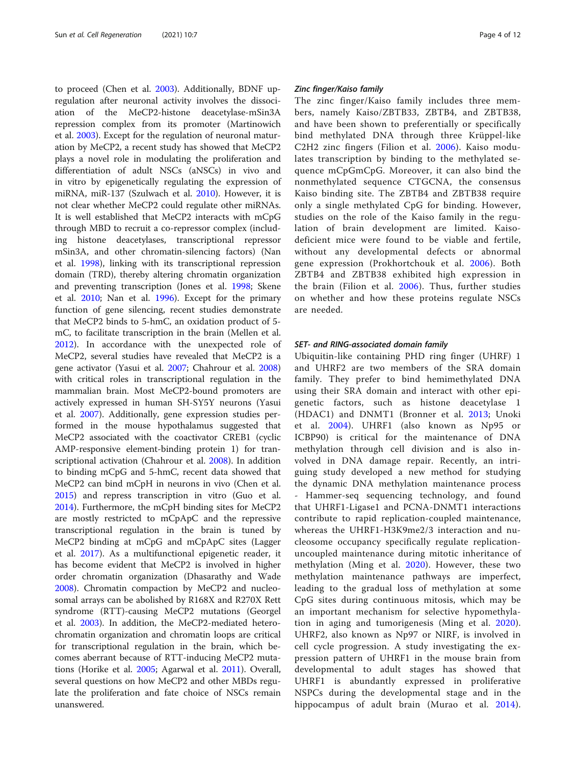to proceed (Chen et al. 2003). Additionally, BDNF upregulation after neuronal activity involves the dissociation of the MeCP2-histone deacetylase-mSin3A repression complex from its promoter (Martinowich et al. 2003). Except for the regulation of neuronal maturation by MeCP2, a recent study has showed that MeCP2 plays a novel role in modulating the proliferation and differentiation of adult NSCs (aNSCs) in vivo and in vitro by epigenetically regulating the expression of miRNA, miR-137 (Szulwach et al. 2010). However, it is not clear whether MeCP2 could regulate other miRNAs. It is well established that MeCP2 interacts with mCpG through MBD to recruit a co-repressor complex (including histone deacetylases, transcriptional repressor mSin3A, and other chromatin-silencing factors) (Nan et al. 1998), linking with its transcriptional repression domain (TRD), thereby altering chromatin organization and preventing transcription (Jones et al. 1998; Skene et al. 2010; Nan et al. 1996). Except for the primary function of gene silencing, recent studies demonstrate that MeCP2 binds to 5-hmC, an oxidation product of 5-mC, to facilitate transcription in the brain (Mellen et al. 2012). In accordance with the unexpected role of MeCP2, several studies have revealed that MeCP2 is a gene activator (Yasui et al. 2007; Chahrour et al. 2008) with critical roles in transcriptional regulation in the mammalian brain. Most MeCP2-bound promoters are actively expressed in human SH-SY5Y neurons (Yasui et al. 2007). Additionally, gene expression studies performed in the mouse hypothalamus suggested that MeCP2 associated with the coactivator CREB1 (cyclic AMP-responsive element-binding protein 1) for transcriptional activation (Chahrour et al. 2008). In addition to binding mCpG and 5-hmC, recent data showed that MeCP2 can bind mCpH in neurons in vivo (Chen et al. 2015) and repress transcription in vitro (Guo et al. 2014). Furthermore, the mCpH binding sites for MeCP2 are mostly restricted to mCpApC and the repressive transcriptional regulation in the brain is tuned by MeCP2 binding at mCpG and mCpApC sites (Lagger et al. 2017). As a multifunctional epigenetic reader, it has become evident that MeCP2 is involved in higher order chromatin organization (Dhasarathy and Wade 2008). Chromatin compaction by MeCP2 and nucleosomal arrays can be abolished by R168X and R270X Rett syndrome (RTT)-causing MeCP2 mutations (Georgel et al. 2003). In addition, the MeCP2-mediated heterochromatin organization and chromatin loops are critical for transcriptional regulation in the brain, which becomes aberrant because of RTT-inducing MeCP2 mutations (Horike et al. 2005; Agarwal et al. 2011). Overall, several questions on how MeCP2 and other MBDs regulate the proliferation and fate choice of NSCs remain unanswered.

#### *Zinc finger/Kaiso family*

The zinc finger/Kaiso family includes three members, namely Kaiso/ZBTB33, ZBTB4, and ZBTB38, and have been shown to preferentially or specifically bind methylated DNA through three Krüppel-like C2H2 zinc fingers (Filion et al. 2006). Kaiso modulates transcription by binding to the methylated sequence mCpGmCpG. Moreover, it can also bind the nonmethylated sequence CTGCNA, the consensus Kaiso binding site. The ZBTB4 and ZBTB38 require only a single methylated CpG for binding. However, studies on the role of the Kaiso family in the regulation of brain development are limited. Kaiso-deficient mice were found to be viable and fertile, without any developmental defects or abnormal gene expression (Prokhortchouk et al. 2006). Both ZBTB4 and ZBTB38 exhibited high expression in the brain (Filion et al. 2006). Thus, further studies on whether and how these proteins regulate NSCs are needed.

#### *SET- and RING-associated domain family*

Ubiquitin-like containing PHD ring finger (UHRF) 1 and UHRF2 are two members of the SRA domain family. They prefer to bind hemimethylated DNA using their SRA domain and interact with other epigenetic factors, such as histone deacetylase 1 (HDAC1) and DNMT1 (Bronner et al. 2013; Unoki et al. 2004). UHRF1 (also known as Np95 or ICBP90) is critical for the maintenance of DNA methylation through cell division and is also involved in DNA damage repair. Recently, an intriguing study developed a new method for studying the dynamic DNA methylation maintenance process - Hammer-seq sequencing technology, and found that UHRF1-Ligase1 and PCNA-DNMT1 interactions contribute to rapid replication-coupled maintenance, whereas the UHRF1-H3K9me2/3 interaction and nucleosome occupancy specifically regulate replication-uncoupled maintenance during mitotic inheritance of methylation (Ming et al. 2020). However, these two methylation maintenance pathways are imperfect, leading to the gradual loss of methylation at some CpG sites during continuous mitosis, which may be an important mechanism for selective hypomethylation in aging and tumorigenesis (Ming et al. 2020). UHRF2, also known as Np97 or NIRF, is involved in cell cycle progression. A study investigating the expression pattern of UHRF1 in the mouse brain from developmental to adult stages has showed that UHRF1 is abundantly expressed in proliferative NSPCs during the developmental stage and in the hippocampus of adult brain (Murao et al. 2014).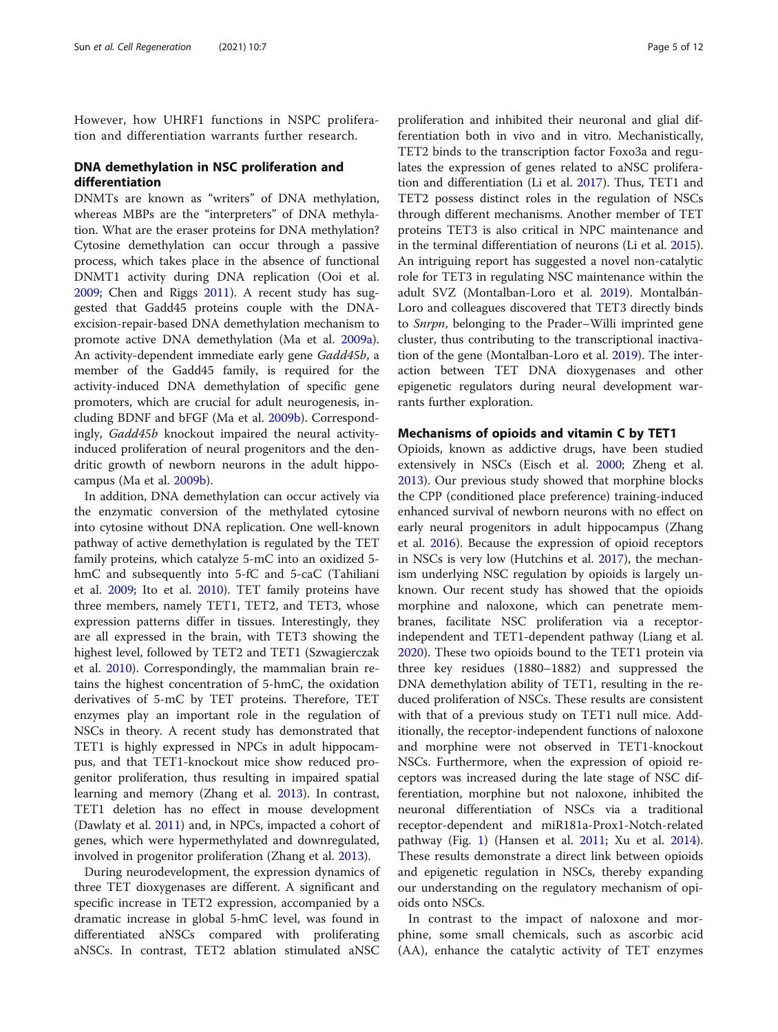However, how UHRF1 functions in NSPC proliferation and differentiation warrants further research.

## DNA demethylation in NSC proliferation and differentiation

DNMTs are known as "writers" of DNA methylation, whereas MBPs are the "interpreters" of DNA methylation. What are the eraser proteins for DNA methylation? Cytosine demethylation can occur through a passive process, which takes place in the absence of functional DNMT1 activity during DNA replication (Ooi et al. 2009; Chen and Riggs 2011). A recent study has suggested that Gadd45 proteins couple with the DNA-excision-repair-based DNA demethylation mechanism to promote active DNA demethylation (Ma et al. 2009a). An activity-dependent immediate early gene *Gadd45b*, a member of the Gadd45 family, is required for the activity-induced DNA demethylation of specific gene promoters, which are crucial for adult neurogenesis, including BDNF and bFGF (Ma et al. 2009b). Correspondingly, *Gadd45b* knockout impaired the neural activity-induced proliferation of neural progenitors and the dendritic growth of newborn neurons in the adult hippocampus (Ma et al. 2009b).

In addition, DNA demethylation can occur actively via the enzymatic conversion of the methylated cytosine into cytosine without DNA replication. One well-known pathway of active demethylation is regulated by the TET family proteins, which catalyze 5-mC into an oxidized 5-hmC and subsequently into 5-fC and 5-caC (Tahiliani et al. 2009; Ito et al. 2010). TET family proteins have three members, namely TET1, TET2, and TET3, whose expression patterns differ in tissues. Interestingly, they are all expressed in the brain, with TET3 showing the highest level, followed by TET2 and TET1 (Szwagierczak et al. 2010). Correspondingly, the mammalian brain retains the highest concentration of 5-hmC, the oxidation derivatives of 5-mC by TET proteins. Therefore, TET enzymes play an important role in the regulation of NSCs in theory. A recent study has demonstrated that TET1 is highly expressed in NPCs in adult hippocampus, and that TET1-knockout mice show reduced progenitor proliferation, thus resulting in impaired spatial learning and memory (Zhang et al. 2013). In contrast, TET1 deletion has no effect in mouse development (Dawlaty et al. 2011) and, in NPCs, impacted a cohort of genes, which were hypermethylated and downregulated, involved in progenitor proliferation (Zhang et al. 2013).

During neurodevelopment, the expression dynamics of three TET dioxygenases are different. A significant and specific increase in TET2 expression, accompanied by a dramatic increase in global 5-hmC level, was found in differentiated aNSCs compared with proliferating aNSCs. In contrast, TET2 ablation stimulated aNSC proliferation and inhibited their neuronal and glial differentiation both in vivo and in vitro. Mechanistically, TET2 binds to the transcription factor Foxo3a and regulates the expression of genes related to aNSC proliferation and differentiation (Li et al. 2017). Thus, TET1 and TET2 possess distinct roles in the regulation of NSCs through different mechanisms. Another member of TET proteins TET3 is also critical in NPC maintenance and in the terminal differentiation of neurons (Li et al. 2015). An intriguing report has suggested a novel non-catalytic role for TET3 in regulating NSC maintenance within the adult SVZ (Montalban-Loro et al. 2019). Montalbán-Loro and colleagues discovered that TET3 directly binds to *Snrpn*, belonging to the Prader–Willi imprinted gene cluster, thus contributing to the transcriptional inactivation of the gene (Montalban-Loro et al. 2019). The interaction between TET DNA dioxygenases and other epigenetic regulators during neural development warrants further exploration.

## Mechanisms of opioids and vitamin C by TET1

Opioids, known as addictive drugs, have been studied extensively in NSCs (Eisch et al. 2000; Zheng et al. 2013). Our previous study showed that morphine blocks the CPP (conditioned place preference) training-induced enhanced survival of newborn neurons with no effect on early neural progenitors in adult hippocampus (Zhang et al. 2016). Because the expression of opioid receptors in NSCs is very low (Hutchins et al. 2017), the mechanism underlying NSC regulation by opioids is largely unknown. Our recent study has showed that the opioids morphine and naloxone, which can penetrate membranes, facilitate NSC proliferation via a receptor-independent and TET1-dependent pathway (Liang et al. 2020). These two opioids bound to the TET1 protein via three key residues (1880–1882) and suppressed the DNA demethylation ability of TET1, resulting in the reduced proliferation of NSCs. These results are consistent with that of a previous study on TET1 null mice. Additionally, the receptor-independent functions of naloxone and morphine were not observed in TET1-knockout NSCs. Furthermore, when the expression of opioid receptors was increased during the late stage of NSC differentiation, morphine but not naloxone, inhibited the neuronal differentiation of NSCs via a traditional receptor-dependent and miR181a-Prox1-Notch-related pathway (Fig. 1) (Hansen et al. 2011; Xu et al. 2014). These results demonstrate a direct link between opioids and epigenetic regulation in NSCs, thereby expanding our understanding on the regulatory mechanism of opioids onto NSCs.

In contrast to the impact of naloxone and morphine, some small chemicals, such as ascorbic acid (AA), enhance the catalytic activity of TET enzymes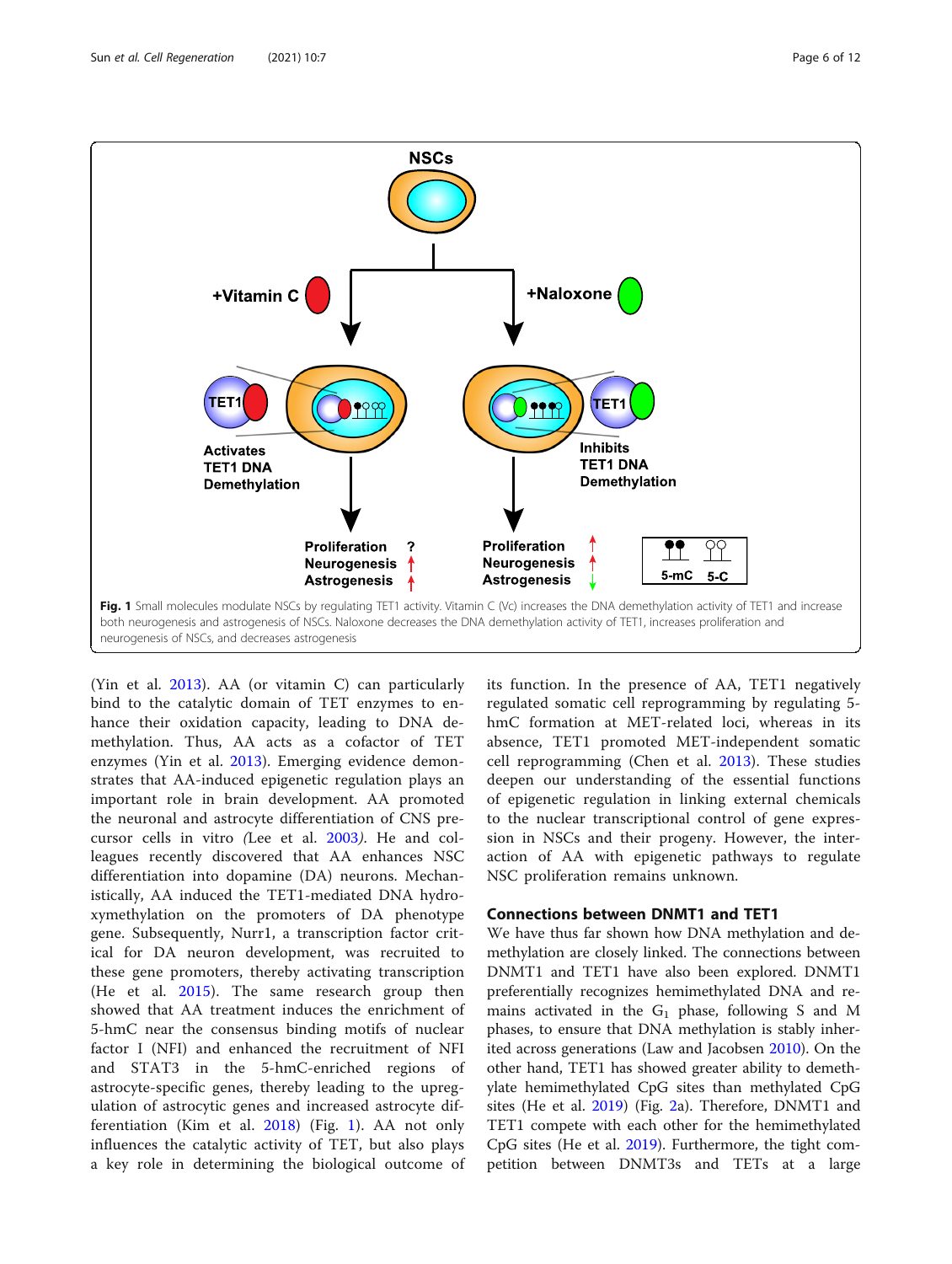**Fig. 1** Small molecules modulate NSCs by regulating TET1 activity. Vitamin C (Vc) increases the DNA demethylation activity of TET1 and increase both neurogenesis and astrogenesis of NSCs. Naloxone decreases the DNA demethylation activity of TET1, increases proliferation and neurogenesis of NSCs, and decreases astrogenesis

(Yin et al. 2013). AA (or vitamin C) can particularly bind to the catalytic domain of TET enzymes to enhance their oxidation capacity, leading to DNA demethylation. Thus, AA acts as a cofactor of TET enzymes (Yin et al. 2013). Emerging evidence demonstrates that AA-induced epigenetic regulation plays an important role in brain development. AA promoted the neuronal and astrocyte differentiation of CNS precursor cells in vitro *(*Lee et al. 2003*)*. He and colleagues recently discovered that AA enhances NSC differentiation into dopamine (DA) neurons. Mechanistically, AA induced the TET1-mediated DNA hydroxymethylation on the promoters of DA phenotype gene. Subsequently, Nurr1, a transcription factor critical for DA neuron development, was recruited to these gene promoters, thereby activating transcription (He et al. 2015). The same research group then showed that AA treatment induces the enrichment of 5-hmC near the consensus binding motifs of nuclear factor I (NFI) and enhanced the recruitment of NFI and STAT3 in the 5-hmC-enriched regions of astrocyte-specific genes, thereby leading to the upregulation of astrocytic genes and increased astrocyte differentiation (Kim et al. 2018) (Fig. 1). AA not only influences the catalytic activity of TET, but also plays a key role in determining the biological outcome of its function. In the presence of AA, TET1 negatively regulated somatic cell reprogramming by regulating 5-hmC formation at MET-related loci, whereas in its absence, TET1 promoted MET-independent somatic cell reprogramming (Chen et al. 2013). These studies deepen our understanding of the essential functions of epigenetic regulation in linking external chemicals to the nuclear transcriptional control of gene expression in NSCs and their progeny. However, the interaction of AA with epigenetic pathways to regulate NSC proliferation remains unknown.

## Connections between DNMT1 and TET1

We have thus far shown how DNA methylation and demethylation are closely linked. The connections between DNMT1 and TET1 have also been explored. DNMT1 preferentially recognizes hemimethylated DNA and remains activated in the $G_1$ phase, following S and M phases, to ensure that DNA methylation is stably inherited across generations (Law and Jacobsen 2010). On the other hand, TET1 has showed greater ability to demethylate hemimethylated CpG sites than methylated CpG sites (He et al. 2019) (Fig. 2a). Therefore, DNMT1 and TET1 compete with each other for the hemimethylated CpG sites (He et al. 2019). Furthermore, the tight competition between DNMT3s and TETs at a large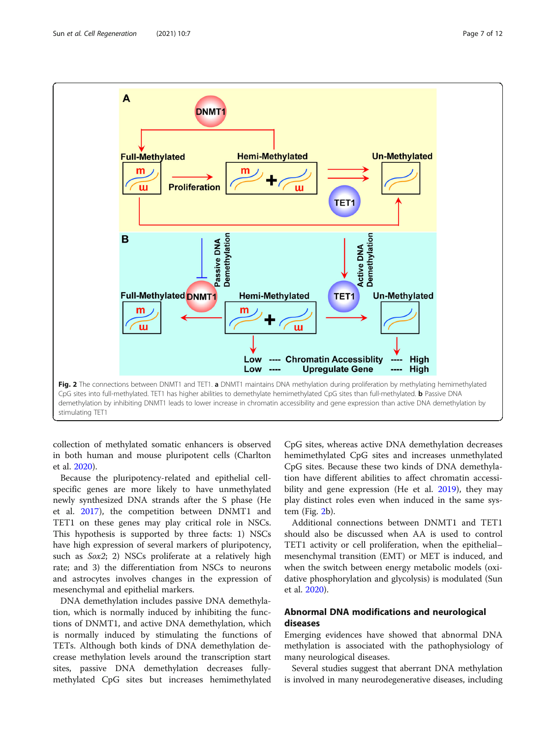**Fig. 2** The connections between DNMT1 and TET1. **a** DNMT1 maintains DNA methylation during proliferation by methylating hemimethylated CpG sites into full-methylated. TET1 has higher abilities to demethylate hemimethylated CpG sites than full-methylated. **b** Passive DNA demethylation by inhibiting DNMT1 leads to lower increase in chromatin accessibility and gene expression than active DNA demethylation by stimulating TET1

collection of methylated somatic enhancers is observed in both human and mouse pluripotent cells (Charlton et al. 2020).

Because the pluripotency-related and epithelial cell-specific genes are more likely to have unmethylated newly synthesized DNA strands after the S phase (He et al. 2017), the competition between DNMT1 and TET1 on these genes may play critical role in NSCs. This hypothesis is supported by three facts: 1) NSCs have high expression of several markers of pluripotency, such as *Sox2*; 2) NSCs proliferate at a relatively high rate; and 3) the differentiation from NSCs to neurons and astrocytes involves changes in the expression of mesenchymal and epithelial markers.

DNA demethylation includes passive DNA demethylation, which is normally induced by inhibiting the functions of DNMT1, and active DNA demethylation, which is normally induced by stimulating the functions of TETs. Although both kinds of DNA demethylation decrease methylation levels around the transcription start sites, passive DNA demethylation decreases fully-methylated CpG sites but increases hemimethylated CpG sites, whereas active DNA demethylation decreases hemimethylated CpG sites and increases unmethylated CpG sites. Because these two kinds of DNA demethylation have different abilities to affect chromatin accessibility and gene expression (He et al. 2019), they may play distinct roles even when induced in the same system (Fig. 2b).

Additional connections between DNMT1 and TET1 should also be discussed when AA is used to control TET1 activity or cell proliferation, when the epithelial–mesenchymal transition (EMT) or MET is induced, and when the switch between energy metabolic models (oxidative phosphorylation and glycolysis) is modulated (Sun et al. 2020).

## Abnormal DNA modifications and neurological diseases

Emerging evidences have showed that abnormal DNA methylation is associated with the pathophysiology of many neurological diseases.

Several studies suggest that aberrant DNA methylation is involved in many neurodegenerative diseases, including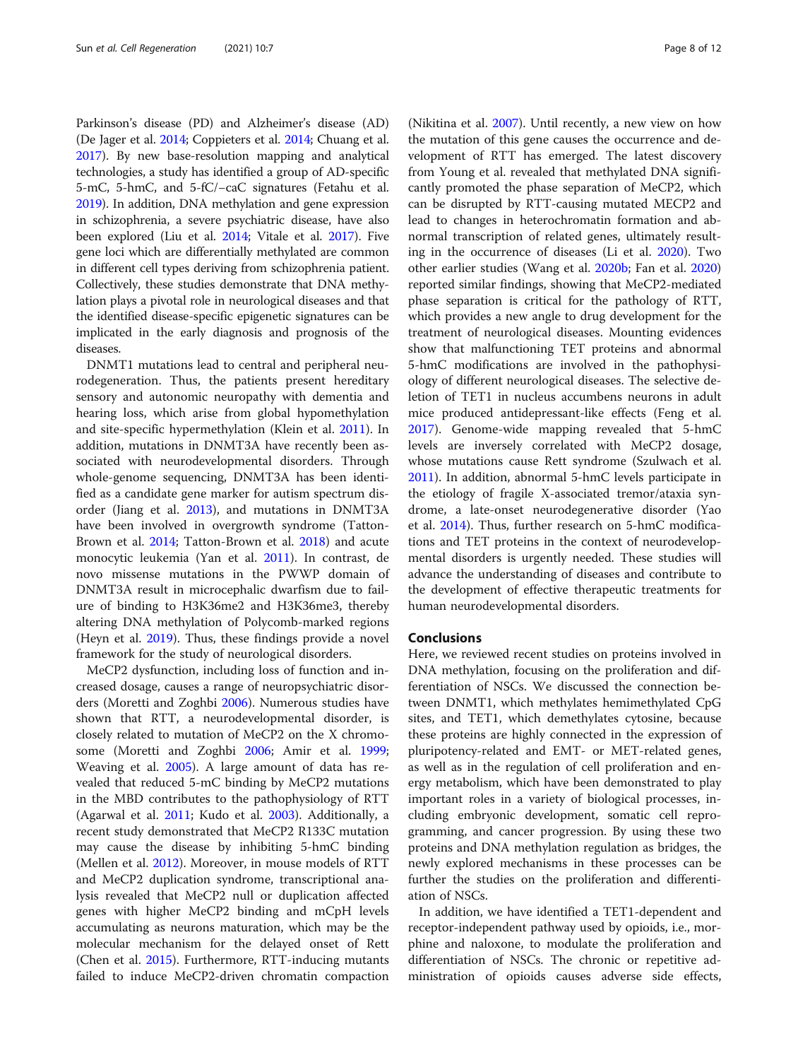Parkinson's disease (PD) and Alzheimer's disease (AD) (De Jager et al. 2014; Coppieters et al. 2014; Chuang et al. 2017). By new base-resolution mapping and analytical technologies, a study has identified a group of AD-specific 5-mC, 5-hmC, and 5-fC/−caC signatures (Fetahu et al. 2019). In addition, DNA methylation and gene expression in schizophrenia, a severe psychiatric disease, have also been explored (Liu et al. 2014; Vitale et al. 2017). Five gene loci which are differentially methylated are common in different cell types deriving from schizophrenia patient. Collectively, these studies demonstrate that DNA methylation plays a pivotal role in neurological diseases and that the identified disease-specific epigenetic signatures can be implicated in the early diagnosis and prognosis of the diseases.

DNMT1 mutations lead to central and peripheral neurodegeneration. Thus, the patients present hereditary sensory and autonomic neuropathy with dementia and hearing loss, which arise from global hypomethylation and site-specific hypermethylation (Klein et al. 2011). In addition, mutations in DNMT3A have recently been associated with neurodevelopmental disorders. Through whole-genome sequencing, DNMT3A has been identified as a candidate gene marker for autism spectrum disorder (Jiang et al. 2013), and mutations in DNMT3A have been involved in overgrowth syndrome (Tatton-Brown et al. 2014; Tatton-Brown et al. 2018) and acute monocytic leukemia (Yan et al. 2011). In contrast, de novo missense mutations in the PWWP domain of DNMT3A result in microcephalic dwarfism due to failure of binding to H3K36me2 and H3K36me3, thereby altering DNA methylation of Polycomb-marked regions (Heyn et al. 2019). Thus, these findings provide a novel framework for the study of neurological disorders.

MeCP2 dysfunction, including loss of function and increased dosage, causes a range of neuropsychiatric disorders (Moretti and Zoghbi 2006). Numerous studies have shown that RTT, a neurodevelopmental disorder, is closely related to mutation of MeCP2 on the X chromosome (Moretti and Zoghbi 2006; Amir et al. 1999; Weaving et al. 2005). A large amount of data has revealed that reduced 5-mC binding by MeCP2 mutations in the MBD contributes to the pathophysiology of RTT (Agarwal et al. 2011; Kudo et al. 2003). Additionally, a recent study demonstrated that MeCP2 R133C mutation may cause the disease by inhibiting 5-hmC binding (Mellen et al. 2012). Moreover, in mouse models of RTT and MeCP2 duplication syndrome, transcriptional analysis revealed that MeCP2 null or duplication affected genes with higher MeCP2 binding and mCpH levels accumulating as neurons maturation, which may be the molecular mechanism for the delayed onset of Rett (Chen et al. 2015). Furthermore, RTT-inducing mutants failed to induce MeCP2-driven chromatin compaction (Nikitina et al. 2007). Until recently, a new view on how the mutation of this gene causes the occurrence and development of RTT has emerged. The latest discovery from Young et al. revealed that methylated DNA significantly promoted the phase separation of MeCP2, which can be disrupted by RTT-causing mutated MECP2 and lead to changes in heterochromatin formation and abnormal transcription of related genes, ultimately resulting in the occurrence of diseases (Li et al. 2020). Two other earlier studies (Wang et al. 2020b; Fan et al. 2020) reported similar findings, showing that MeCP2-mediated phase separation is critical for the pathology of RTT, which provides a new angle to drug development for the treatment of neurological diseases. Mounting evidences show that malfunctioning TET proteins and abnormal 5-hmC modifications are involved in the pathophysiology of different neurological diseases. The selective deletion of TET1 in nucleus accumbens neurons in adult mice produced antidepressant-like effects (Feng et al. 2017). Genome-wide mapping revealed that 5-hmC levels are inversely correlated with MeCP2 dosage, whose mutations cause Rett syndrome (Szulwach et al. 2011). In addition, abnormal 5-hmC levels participate in the etiology of fragile X-associated tremor/ataxia syndrome, a late-onset neurodegenerative disorder (Yao et al. 2014). Thus, further research on 5-hmC modifications and TET proteins in the context of neurodevelopmental disorders is urgently needed. These studies will advance the understanding of diseases and contribute to the development of effective therapeutic treatments for human neurodevelopmental disorders.

## Conclusions

Here, we reviewed recent studies on proteins involved in DNA methylation, focusing on the proliferation and differentiation of NSCs. We discussed the connection between DNMT1, which methylates hemimethylated CpG sites, and TET1, which demethylates cytosine, because these proteins are highly connected in the expression of pluripotency-related and EMT- or MET-related genes, as well as in the regulation of cell proliferation and energy metabolism, which have been demonstrated to play important roles in a variety of biological processes, including embryonic development, somatic cell reprogramming, and cancer progression. By using these two proteins and DNA methylation regulation as bridges, the newly explored mechanisms in these processes can be further the studies on the proliferation and differentiation of NSCs.

In addition, we have identified a TET1-dependent and receptor-independent pathway used by opioids, i.e., morphine and naloxone, to modulate the proliferation and differentiation of NSCs. The chronic or repetitive administration of opioids causes adverse side effects,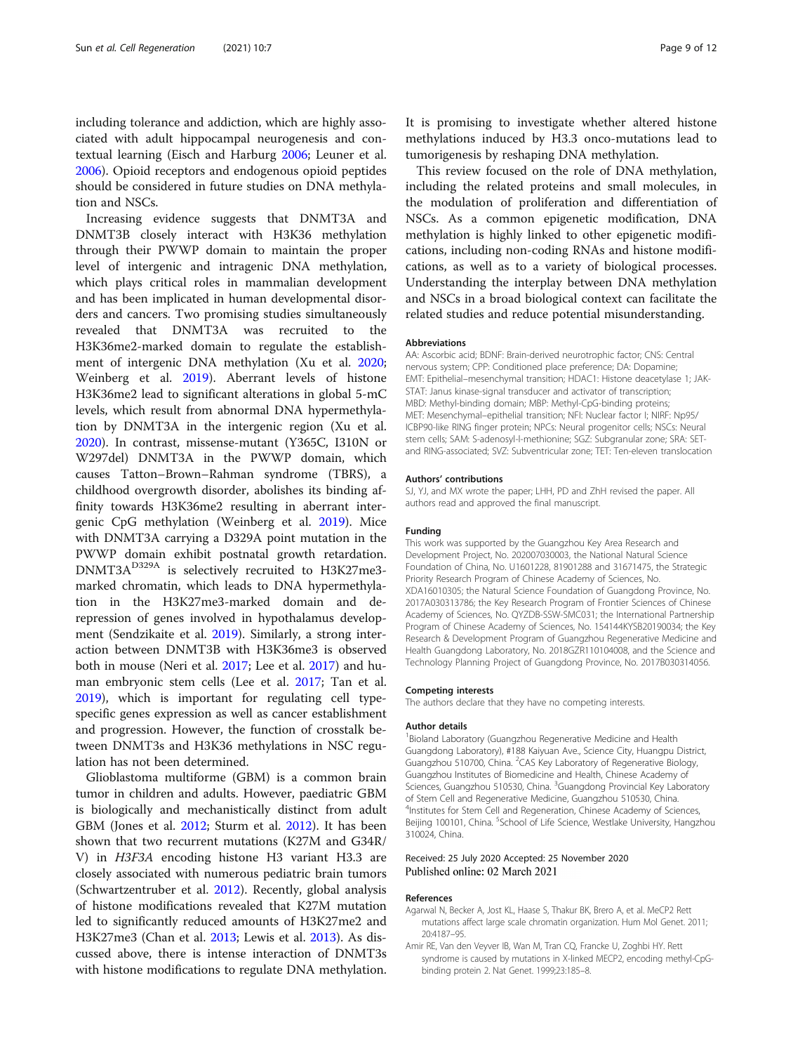including tolerance and addiction, which are highly associated with adult hippocampal neurogenesis and contextual learning (Eisch and Harburg 2006; Leuner et al. 2006). Opioid receptors and endogenous opioid peptides should be considered in future studies on DNA methylation and NSCs.

Increasing evidence suggests that DNMT3A and DNMT3B closely interact with H3K36 methylation through their PWWP domain to maintain the proper level of intergenic and intragenic DNA methylation, which plays critical roles in mammalian development and has been implicated in human developmental disorders and cancers. Two promising studies simultaneously revealed that DNMT3A was recruited to the H3K36me2-marked domain to regulate the establishment of intergenic DNA methylation (Xu et al. 2020; Weinberg et al. 2019). Aberrant levels of histone H3K36me2 lead to significant alterations in global 5-mC levels, which result from abnormal DNA hypermethylation by DNMT3A in the intergenic region (Xu et al. 2020). In contrast, missense-mutant (Y365C, I310N or W297del) DNMT3A in the PWWP domain, which causes Tatton–Brown–Rahman syndrome (TBRS), a childhood overgrowth disorder, abolishes its binding affinity towards H3K36me2 resulting in aberrant intergenic CpG methylation (Weinberg et al. 2019). Mice with DNMT3A carrying a D329A point mutation in the PWWP domain exhibit postnatal growth retardation. DNMT3A$^{D329A}$ is selectively recruited to H3K27me3-marked chromatin, which leads to DNA hypermethylation in the H3K27me3-marked domain and de-repression of genes involved in hypothalamus development (Sendzikaite et al. 2019). Similarly, a strong interaction between DNMT3B with H3K36me3 is observed both in mouse (Neri et al. 2017; Lee et al. 2017) and human embryonic stem cells (Lee et al. 2017; Tan et al. 2019), which is important for regulating cell type-specific genes expression as well as cancer establishment and progression. However, the function of crosstalk between DNMT3s and H3K36 methylations in NSC regulation has not been determined.

Glioblastoma multiforme (GBM) is a common brain tumor in children and adults. However, paediatric GBM is biologically and mechanistically distinct from adult GBM (Jones et al. 2012; Sturm et al. 2012). It has been shown that two recurrent mutations (K27M and G34R/V) in *H3F3A* encoding histone H3 variant H3.3 are closely associated with numerous pediatric brain tumors (Schwartzentruber et al. 2012). Recently, global analysis of histone modifications revealed that K27M mutation led to significantly reduced amounts of H3K27me2 and H3K27me3 (Chan et al. 2013; Lewis et al. 2013). As discussed above, there is intense interaction of DNMT3s with histone modifications to regulate DNA methylation. It is promising to investigate whether altered histone methylations induced by H3.3 onco-mutations lead to tumorigenesis by reshaping DNA methylation.

This review focused on the role of DNA methylation, including the related proteins and small molecules, in the modulation of proliferation and differentiation of NSCs. As a common epigenetic modification, DNA methylation is highly linked to other epigenetic modifications, including non-coding RNAs and histone modifications, as well as to a variety of biological processes. Understanding the interplay between DNA methylation and NSCs in a broad biological context can facilitate the related studies and reduce potential misunderstanding.

#### Abbreviations

AA: Ascorbic acid; BDNF: Brain-derived neurotrophic factor; CNS: Central nervous system; CPP: Conditioned place preference; DA: Dopamine; EMT: Epithelial–mesenchymal transition; HDAC1: Histone deacetylase 1; JAK-STAT: Janus kinase-signal transducer and activator of transcription; MBD: Methyl-binding domain; MBP: Methyl-CpG-binding proteins; MET: Mesenchymal–epithelial transition; NFI: Nuclear factor I; NIRF: Np95/ICBP90-like RING finger protein; NPCs: Neural progenitor cells; NSCs: Neural stem cells; SAM: S-adenosyl-l-methionine; SGZ: Subgranular zone; SRA: SET- and RING-associated; SVZ: Subventricular zone; TET: Ten-eleven translocation

#### Authors' contributions

SJ, YJ, and MX wrote the paper; LHH, PD and ZhH revised the paper. All authors read and approved the final manuscript.

#### Funding

This work was supported by the Guangzhou Key Area Research and Development Project, No. 202007030003, the National Natural Science Foundation of China, No. U1601228, 81901288 and 31671475, the Strategic Priority Research Program of Chinese Academy of Sciences, No. XDA16010305; the Natural Science Foundation of Guangdong Province, No. 2017A030313786; the Key Research Program of Frontier Sciences of Chinese Academy of Sciences, No. QYZDB-SSW-SMC031; the International Partnership Program of Chinese Academy of Sciences, No. 154144KYSB20190034; the Key Research & Development Program of Guangzhou Regenerative Medicine and Health Guangdong Laboratory, No. 2018GZR110104008, and the Science and Technology Planning Project of Guangdong Province, No. 2017B030314056.

#### Competing interests

The authors declare that they have no competing interests.

#### Author details

[1]Bioland Laboratory (Guangzhou Regenerative Medicine and Health Guangdong Laboratory), #188 Kaiyuan Ave., Science City, Huangpu District, Guangzhou 510700, China. [2]CAS Key Laboratory of Regenerative Biology, Guangzhou Institutes of Biomedicine and Health, Chinese Academy of Sciences, Guangzhou 510530, China. [3]Guangdong Provincial Key Laboratory of Stem Cell and Regenerative Medicine, Guangzhou 510530, China. [4]Institutes for Stem Cell and Regeneration, Chinese Academy of Sciences, Beijing 100101, China. [5]School of Life Science, Westlake University, Hangzhou 310024, China.

Received: 25 July 2020 Accepted: 25 November 2020
Published online: 02 March 2021

#### References

- Agarwal N, Becker A, Jost KL, Haase S, Thakur BK, Brero A, et al. MeCP2 Rett mutations affect large scale chromatin organization. Hum Mol Genet. 2011; 20:4187–95.
- Amir RE, Van den Veyver IB, Wan M, Tran CQ, Francke U, Zoghbi HY. Rett syndrome is caused by mutations in X-linked MECP2, encoding methyl-CpG-binding protein 2. Nat Genet. 1999;23:185–8.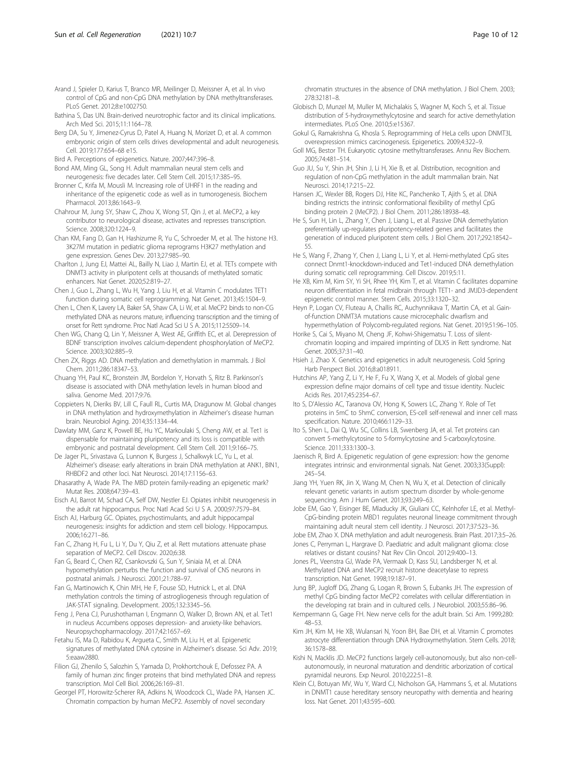Arand J, Spieler D, Karius T, Branco MR, Meilinger D, Meissner A, et al. In vivo control of CpG and non-CpG DNA methylation by DNA methyltransferases. PLoS Genet. 2012;8:e1002750.

Bathina S, Das UN. Brain-derived neurotrophic factor and its clinical implications. Arch Med Sci. 2015;11:1164–78.

Berg DA, Su Y, Jimenez-Cyrus D, Patel A, Huang N, Morizet D, et al. A common embryonic origin of stem cells drives developmental and adult neurogenesis. Cell. 2019;177:654–68 e15.

Bird A. Perceptions of epigenetics. Nature. 2007;447:396–8.

Bond AM, Ming GL, Song H. Adult mammalian neural stem cells and neurogenesis: five decades later. Cell Stem Cell. 2015;17:385–95.

Bronner C, Krifa M, Mousli M. Increasing role of UHRF1 in the reading and inheritance of the epigenetic code as well as in tumorogenesis. Biochem Pharmacol. 2013;86:1643–9.

Chahrour M, Jung SY, Shaw C, Zhou X, Wong ST, Qin J, et al. MeCP2, a key contributor to neurological disease, activates and represses transcription. Science. 2008;320:1224–9.

Chan KM, Fang D, Gan H, Hashizume R, Yu C, Schroeder M, et al. The histone H3. 3K27M mutation in pediatric glioma reprograms H3K27 methylation and gene expression. Genes Dev. 2013;27:985–90.

Charlton J, Jung EJ, Mattei AL, Bailly N, Liao J, Martin EJ, et al. TETs compete with DNMT3 activity in pluripotent cells at thousands of methylated somatic enhancers. Nat Genet. 2020;52:819–27.

Chen J, Guo L, Zhang L, Wu H, Yang J, Liu H, et al. Vitamin C modulates TET1 function during somatic cell reprogramming. Nat Genet. 2013;45:1504–9.

Chen L, Chen K, Lavery LA, Baker SA, Shaw CA, Li W, et al. MeCP2 binds to non-CG methylated DNA as neurons mature, influencing transcription and the timing of onset for Rett syndrome. Proc Natl Acad Sci U S A. 2015;112:5509–14.

Chen WG, Chang Q, Lin Y, Meissner A, West AE, Griffith EC, et al. Derepression of BDNF transcription involves calcium-dependent phosphorylation of MeCP2. Science. 2003;302:885–9.

Chen ZX, Riggs AD. DNA methylation and demethylation in mammals. J Biol Chem. 2011;286:18347–53.

Chuang YH, Paul KC, Bronstein JM, Bordelon Y, Horvath S, Ritz B. Parkinson's disease is associated with DNA methylation levels in human blood and saliva. Genome Med. 2017;9:76.

Coppieters N, Dieriks BV, Lill C, Faull RL, Curtis MA, Dragunow M. Global changes in DNA methylation and hydroxymethylation in Alzheimer's disease human brain. Neurobiol Aging. 2014;35:1334–44.

Dawlaty MM, Ganz K, Powell BE, Hu YC, Markoulaki S, Cheng AW, et al. Tet1 is dispensable for maintaining pluripotency and its loss is compatible with embryonic and postnatal development. Cell Stem Cell. 2011;9:166–75.

De Jager PL, Srivastava G, Lunnon K, Burgess J, Schalkwyk LC, Yu L, et al. Alzheimer's disease: early alterations in brain DNA methylation at ANK1, BIN1, RHBDF2 and other loci. Nat Neurosci. 2014;17:1156–63.

Dhasarathy A, Wade PA. The MBD protein family-reading an epigenetic mark? Mutat Res. 2008;647:39–43.

Eisch AJ, Barrot M, Schad CA, Self DW, Nestler EJ. Opiates inhibit neurogenesis in the adult rat hippocampus. Proc Natl Acad Sci U S A. 2000;97:7579–84.

Eisch AJ, Harburg GC. Opiates, psychostimulants, and adult hippocampal neurogenesis: insights for addiction and stem cell biology. Hippocampus. 2006;16:271–86.

Fan C, Zhang H, Fu L, Li Y, Du Y, Qiu Z, et al. Rett mutations attenuate phase separation of MeCP2. Cell Discov. 2020;6:38.

Fan G, Beard C, Chen RZ, Csankovszki G, Sun Y, Siniaia M, et al. DNA hypomethylation perturbs the function and survival of CNS neurons in postnatal animals. J Neurosci. 2001;21:788–97.

Fan G, Martinowich K, Chin MH, He F, Fouse SD, Hutnick L, et al. DNA methylation controls the timing of astrogliogenesis through regulation of JAK-STAT signaling. Development. 2005;132:3345–56.

Feng J, Pena CJ, Purushothaman I, Engmann O, Walker D, Brown AN, et al. Tet1 in nucleus Accumbens opposes depression- and anxiety-like behaviors. Neuropsychopharmacology. 2017;42:1657–69.

Fetahu IS, Ma D, Rabidou K, Argueta C, Smith M, Liu H, et al. Epigenetic signatures of methylated DNA cytosine in Alzheimer's disease. Sci Adv. 2019;5:eaaw2880.

Filion GJ, Zhenilo S, Salozhin S, Yamada D, Prokhortchouk E, Defossez PA. A family of human zinc finger proteins that bind methylated DNA and repress transcription. Mol Cell Biol. 2006;26:169–81.

Georgel PT, Horowitz-Scherer RA, Adkins N, Woodcock CL, Wade PA, Hansen JC. Chromatin compaction by human MeCP2. Assembly of novel secondary chromatin structures in the absence of DNA methylation. J Biol Chem. 2003;278:32181–8.

Globisch D, Munzel M, Muller M, Michalakis S, Wagner M, Koch S, et al. Tissue distribution of 5-hydroxymethylcytosine and search for active demethylation intermediates. PLoS One. 2010;5:e15367.

Gokul G, Ramakrishna G, Khosla S. Reprogramming of HeLa cells upon DNMT3L overexpression mimics carcinogenesis. Epigenetics. 2009;4:322–9.

Goll MG, Bestor TH. Eukaryotic cytosine methyltransferases. Annu Rev Biochem. 2005;74:481–514.

Guo JU, Su Y, Shin JH, Shin J, Li H, Xie B, et al. Distribution, recognition and regulation of non-CpG methylation in the adult mammalian brain. Nat Neurosci. 2014;17:215–22.

Hansen JC, Wexler BB, Rogers DJ, Hite KC, Panchenko T, Ajith S, et al. DNA binding restricts the intrinsic conformational flexibility of methyl CpG binding protein 2 (MeCP2). J Biol Chem. 2011;286:18938–48.

He S, Sun H, Lin L, Zhang Y, Chen J, Liang L, et al. Passive DNA demethylation preferentially up-regulates pluripotency-related genes and facilitates the generation of induced pluripotent stem cells. J Biol Chem. 2017;292:18542–55.

He S, Wang F, Zhang Y, Chen J, Liang L, Li Y, et al. Hemi-methylated CpG sites connect Dnmt1-knockdown-induced and Tet1-induced DNA demethylation during somatic cell reprogramming. Cell Discov. 2019;5:11.

He XB, Kim M, Kim SY, Yi SH, Rhee YH, Kim T, et al. Vitamin C facilitates dopamine neuron differentiation in fetal midbrain through TET1- and JMJD3-dependent epigenetic control manner. Stem Cells. 2015;33:1320–32.

Heyn P, Logan CV, Fluteau A, Challis RC, Auchynnikava T, Martin CA, et al. Gain-of-function DNMT3A mutations cause microcephalic dwarfism and hypermethylation of Polycomb-regulated regions. Nat Genet. 2019;51:96–105.

Horike S, Cai S, Miyano M, Cheng JF, Kohwi-Shigematsu T. Loss of silent-chromatin looping and impaired imprinting of DLX5 in Rett syndrome. Nat Genet. 2005;37:31–40.

Hsieh J, Zhao X. Genetics and epigenetics in adult neurogenesis. Cold Spring Harb Perspect Biol. 2016;8:a018911.

Hutchins AP, Yang Z, Li Y, He F, Fu X, Wang X, et al. Models of global gene expression define major domains of cell type and tissue identity. Nucleic Acids Res. 2017;45:2354–67.

Ito S, D'Alessio AC, Taranova OV, Hong K, Sowers LC, Zhang Y. Role of Tet proteins in 5mC to 5hmC conversion, ES-cell self-renewal and inner cell mass specification. Nature. 2010;466:1129–33.

Ito S, Shen L, Dai Q, Wu SC, Collins LB, Swenberg JA, et al. Tet proteins can convert 5-methylcytosine to 5-formylcytosine and 5-carboxylcytosine. Science. 2011;333:1300–3.

Jaenisch R, Bird A. Epigenetic regulation of gene expression: how the genome integrates intrinsic and environmental signals. Nat Genet. 2003;33(Suppl):245–54.

Jiang YH, Yuen RK, Jin X, Wang M, Chen N, Wu X, et al. Detection of clinically relevant genetic variants in autism spectrum disorder by whole-genome sequencing. Am J Hum Genet. 2013;93:249–63.

Jobe EM, Gao Y, Eisinger BE, Mladucky JK, Giuliani CC, Kelnhofer LE, et al. Methyl-CpG-binding protein MBD1 regulates neuronal lineage commitment through maintaining adult neural stem cell identity. J Neurosci. 2017;37:523–36.

Jobe EM, Zhao X. DNA methylation and adult neurogenesis. Brain Plast. 2017;3:5–26.

Jones C, Perryman L, Hargrave D. Paediatric and adult malignant glioma: close relatives or distant cousins? Nat Rev Clin Oncol. 2012;9:400–13.

Jones PL, Veenstra GJ, Wade PA, Vermaak D, Kass SU, Landsberger N, et al. Methylated DNA and MeCP2 recruit histone deacetylase to repress transcription. Nat Genet. 1998;19:187–91.

Jung BP, Jugloff DG, Zhang G, Logan R, Brown S, Eubanks JH. The expression of methyl CpG binding factor MeCP2 correlates with cellular differentiation in the developing rat brain and in cultured cells. J Neurobiol. 2003;55:86–96.

Kempermann G, Gage FH. New nerve cells for the adult brain. Sci Am. 1999;280:48–53.

Kim JH, Kim M, He XB, Wulansari N, Yoon BH, Bae DH, et al. Vitamin C promotes astrocyte differentiation through DNA Hydroxymethylation. Stem Cells. 2018;36:1578–88.

Kishi N, Macklis JD. MeCP2 functions largely cell-autonomously, but also non-cell-autonomously, in neuronal maturation and dendritic arborization of cortical pyramidal neurons. Exp Neurol. 2010;222:51–8.

Klein CJ, Botuyan MV, Wu Y, Ward CJ, Nicholson GA, Hammans S, et al. Mutations in DNMT1 cause hereditary sensory neuropathy with dementia and hearing loss. Nat Genet. 2011;43:595–600.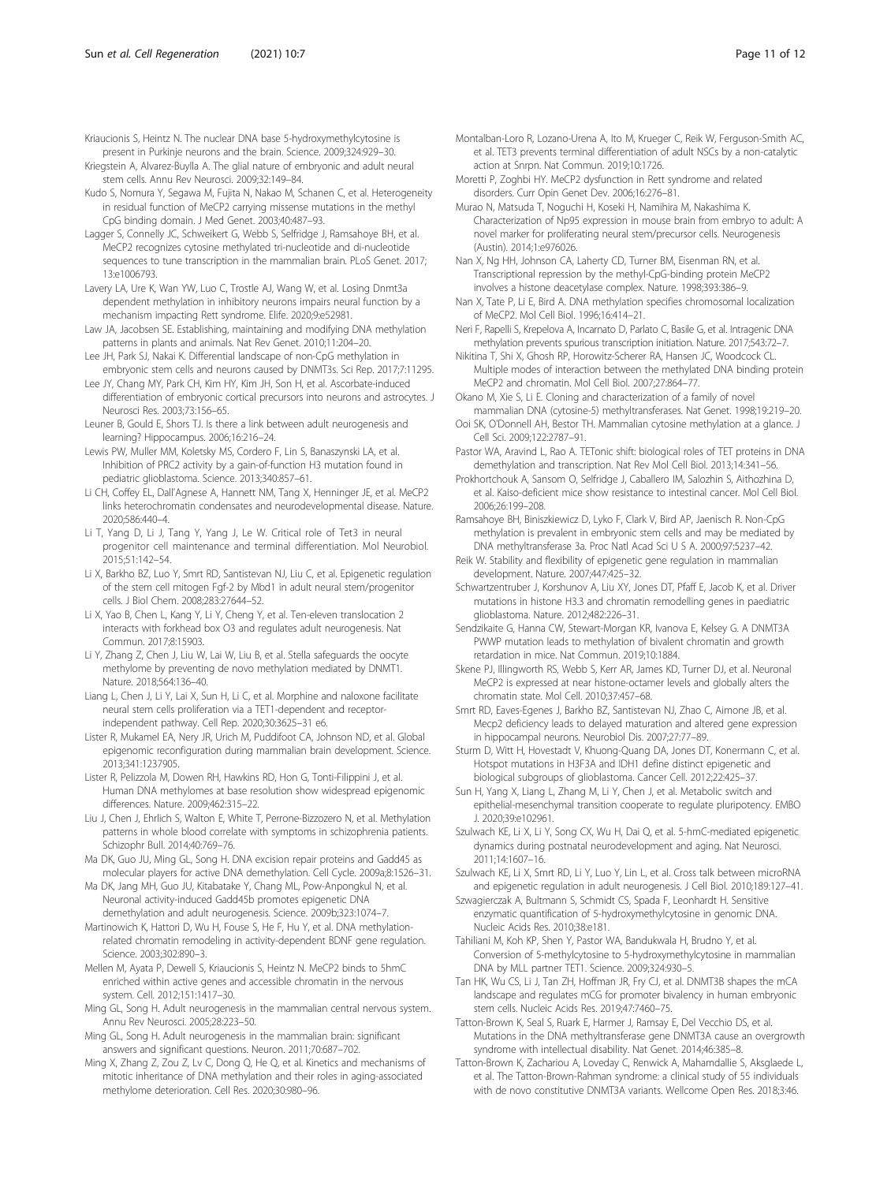Kriaucionis S, Heintz N. The nuclear DNA base 5-hydroxymethylcytosine is present in Purkinje neurons and the brain. Science. 2009;324:929–30.

Kriegstein A, Alvarez-Buylla A. The glial nature of embryonic and adult neural stem cells. Annu Rev Neurosci. 2009;32:149–84.

Kudo S, Nomura Y, Segawa M, Fujita N, Nakao M, Schanen C, et al. Heterogeneity in residual function of MeCP2 carrying missense mutations in the methyl CpG binding domain. J Med Genet. 2003;40:487–93.

Lagger S, Connelly JC, Schweikert G, Webb S, Selfridge J, Ramsahoye BH, et al. MeCP2 recognizes cytosine methylated tri-nucleotide and di-nucleotide sequences to tune transcription in the mammalian brain. PLoS Genet. 2017;13:e1006793.

Lavery LA, Ure K, Wan YW, Luo C, Trostle AJ, Wang W, et al. Losing Dnmt3a dependent methylation in inhibitory neurons impairs neural function by a mechanism impacting Rett syndrome. Elife. 2020;9:e52981.

Law JA, Jacobsen SE. Establishing, maintaining and modifying DNA methylation patterns in plants and animals. Nat Rev Genet. 2010;11:204–20.

Lee JH, Park SJ, Nakai K. Differential landscape of non-CpG methylation in embryonic stem cells and neurons caused by DNMT3s. Sci Rep. 2017;7:11295.

Lee JY, Chang MY, Park CH, Kim HY, Kim JH, Son H, et al. Ascorbate-induced differentiation of embryonic cortical precursors into neurons and astrocytes. J Neurosci Res. 2003;73:156–65.

Leuner B, Gould E, Shors TJ. Is there a link between adult neurogenesis and learning? Hippocampus. 2006;16:216–24.

Lewis PW, Muller MM, Koletsky MS, Cordero F, Lin S, Banaszynski LA, et al. Inhibition of PRC2 activity by a gain-of-function H3 mutation found in pediatric glioblastoma. Science. 2013;340:857–61.

Li CH, Coffey EL, Dall'Agnese A, Hannett NM, Tang X, Henninger JE, et al. MeCP2 links heterochromatin condensates and neurodevelopmental disease. Nature. 2020;586:440–4.

Li T, Yang D, Li J, Tang Y, Yang J, Le W. Critical role of Tet3 in neural progenitor cell maintenance and terminal differentiation. Mol Neurobiol. 2015;51:142–54.

Li X, Barkho BZ, Luo Y, Smrt RD, Santistevan NJ, Liu C, et al. Epigenetic regulation of the stem cell mitogen Fgf-2 by Mbd1 in adult neural stem/progenitor cells. J Biol Chem. 2008;283:27644–52.

Li X, Yao B, Chen L, Kang Y, Li Y, Cheng Y, et al. Ten-eleven translocation 2 interacts with forkhead box O3 and regulates adult neurogenesis. Nat Commun. 2017;8:15903.

Li Y, Zhang Z, Chen J, Liu W, Lai W, Liu B, et al. Stella safeguards the oocyte methylome by preventing de novo methylation mediated by DNMT1. Nature. 2018;564:136–40.

Liang L, Chen J, Li Y, Lai X, Sun H, Li C, et al. Morphine and naloxone facilitate neural stem cells proliferation via a TET1-dependent and receptor-independent pathway. Cell Rep. 2020;30:3625–31 e6.

Lister R, Mukamel EA, Nery JR, Urich M, Puddifoot CA, Johnson ND, et al. Global epigenomic reconfiguration during mammalian brain development. Science. 2013;341:1237905.

Lister R, Pelizzola M, Dowen RH, Hawkins RD, Hon G, Tonti-Filippini J, et al. Human DNA methylomes at base resolution show widespread epigenomic differences. Nature. 2009;462:315–22.

Liu J, Chen J, Ehrlich S, Walton E, White T, Perrone-Bizzozero N, et al. Methylation patterns in whole blood correlate with symptoms in schizophrenia patients. Schizophr Bull. 2014;40:769–76.

Ma DK, Guo JU, Ming GL, Song H. DNA excision repair proteins and Gadd45 as molecular players for active DNA demethylation. Cell Cycle. 2009a;8:1526–31.

Ma DK, Jang MH, Guo JU, Kitabatake Y, Chang ML, Pow-Anpongkul N, et al. Neuronal activity-induced Gadd45b promotes epigenetic DNA demethylation and adult neurogenesis. Science. 2009b;323:1074–7.

Martinowich K, Hattori D, Wu H, Fouse S, He F, Hu Y, et al. DNA methylation-related chromatin remodeling in activity-dependent BDNF gene regulation. Science. 2003;302:890–3.

Mellen M, Ayata P, Dewell S, Kriaucionis S, Heintz N. MeCP2 binds to 5hmC enriched within active genes and accessible chromatin in the nervous system. Cell. 2012;151:1417–30.

Ming GL, Song H. Adult neurogenesis in the mammalian central nervous system. Annu Rev Neurosci. 2005;28:223–50.

Ming GL, Song H. Adult neurogenesis in the mammalian brain: significant answers and significant questions. Neuron. 2011;70:687–702.

Ming X, Zhang Z, Zou Z, Lv C, Dong Q, He Q, et al. Kinetics and mechanisms of mitotic inheritance of DNA methylation and their roles in aging-associated methylome deterioration. Cell Res. 2020;30:980–96.

Montalban-Loro R, Lozano-Urena A, Ito M, Krueger C, Reik W, Ferguson-Smith AC, et al. TET3 prevents terminal differentiation of adult NSCs by a non-catalytic action at Snrpn. Nat Commun. 2019;10:1726.

Moretti P, Zoghbi HY. MeCP2 dysfunction in Rett syndrome and related disorders. Curr Opin Genet Dev. 2006;16:276–81.

Murao N, Matsuda T, Noguchi H, Koseki H, Namihira M, Nakashima K. Characterization of Np95 expression in mouse brain from embryo to adult: A novel marker for proliferating neural stem/precursor cells. Neurogenesis (Austin). 2014;1:e976026.

Nan X, Ng HH, Johnson CA, Laherty CD, Turner BM, Eisenman RN, et al. Transcriptional repression by the methyl-CpG-binding protein MeCP2 involves a histone deacetylase complex. Nature. 1998;393:386–9.

Nan X, Tate P, Li E, Bird A. DNA methylation specifies chromosomal localization of MeCP2. Mol Cell Biol. 1996;16:414–21.

Neri F, Rapelli S, Krepelova A, Incarnato D, Parlato C, Basile G, et al. Intragenic DNA methylation prevents spurious transcription initiation. Nature. 2017;543:72–7.

Nikitina T, Shi X, Ghosh RP, Horowitz-Scherer RA, Hansen JC, Woodcock CL. Multiple modes of interaction between the methylated DNA binding protein MeCP2 and chromatin. Mol Cell Biol. 2007;27:864–77.

Okano M, Xie S, Li E. Cloning and characterization of a family of novel mammalian DNA (cytosine-5) methyltransferases. Nat Genet. 1998;19:219–20.

Ooi SK, O'Donnell AH, Bestor TH. Mammalian cytosine methylation at a glance. J Cell Sci. 2009;122:2787–91.

Pastor WA, Aravind L, Rao A. TETonic shift: biological roles of TET proteins in DNA demethylation and transcription. Nat Rev Mol Cell Biol. 2013;14:341–56.

Prokhortchouk A, Sansom O, Selfridge J, Caballero IM, Salozhin S, Aithozhina D, et al. Kaiso-deficient mice show resistance to intestinal cancer. Mol Cell Biol. 2006;26:199–208.

Ramsahoye BH, Biniszkiewicz D, Lyko F, Clark V, Bird AP, Jaenisch R. Non-CpG methylation is prevalent in embryonic stem cells and may be mediated by DNA methyltransferase 3a. Proc Natl Acad Sci U S A. 2000;97:5237–42.

Reik W. Stability and flexibility of epigenetic gene regulation in mammalian development. Nature. 2007;447:425–32.

Schwartzentruber J, Korshunov A, Liu XY, Jones DT, Pfaff E, Jacob K, et al. Driver mutations in histone H3.3 and chromatin remodelling genes in paediatric glioblastoma. Nature. 2012;482:226–31.

Sendzikaite G, Hanna CW, Stewart-Morgan KR, Ivanova E, Kelsey G. A DNMT3A PWWP mutation leads to methylation of bivalent chromatin and growth retardation in mice. Nat Commun. 2019;10:1884.

Skene PJ, Illingworth RS, Webb S, Kerr AR, James KD, Turner DJ, et al. Neuronal MeCP2 is expressed at near histone-octamer levels and globally alters the chromatin state. Mol Cell. 2010;37:457–68.

Smrt RD, Eaves-Egenes J, Barkho BZ, Santistevan NJ, Zhao C, Aimone JB, et al. Mecp2 deficiency leads to delayed maturation and altered gene expression in hippocampal neurons. Neurobiol Dis. 2007;27:77–89.

Sturm D, Witt H, Hovestadt V, Khuong-Quang DA, Jones DT, Konermann C, et al. Hotspot mutations in H3F3A and IDH1 define distinct epigenetic and biological subgroups of glioblastoma. Cancer Cell. 2012;22:425–37.

Sun H, Yang X, Liang L, Zhang M, Li Y, Chen J, et al. Metabolic switch and epithelial-mesenchymal transition cooperate to regulate pluripotency. EMBO J. 2020;39:e102961.

Szulwach KE, Li X, Li Y, Song CX, Wu H, Dai Q, et al. 5-hmC-mediated epigenetic dynamics during postnatal neurodevelopment and aging. Nat Neurosci. 2011;14:1607–16.

Szulwach KE, Li X, Smrt RD, Li Y, Luo Y, Lin L, et al. Cross talk between microRNA and epigenetic regulation in adult neurogenesis. J Cell Biol. 2010;189:127–41.

Szwagierczak A, Bultmann S, Schmidt CS, Spada F, Leonhardt H. Sensitive enzymatic quantification of 5-hydroxymethylcytosine in genomic DNA. Nucleic Acids Res. 2010;38:e181.

Tahiliani M, Koh KP, Shen Y, Pastor WA, Bandukwala H, Brudno Y, et al. Conversion of 5-methylcytosine to 5-hydroxymethylcytosine in mammalian DNA by MLL partner TET1. Science. 2009;324:930–5.

Tan HK, Wu CS, Li J, Tan ZH, Hoffman JR, Fry CJ, et al. DNMT3B shapes the mCA landscape and regulates mCG for promoter bivalency in human embryonic stem cells. Nucleic Acids Res. 2019;47:7460–75.

Tatton-Brown K, Seal S, Ruark E, Harmer J, Ramsay E, Del Vecchio DS, et al. Mutations in the DNA methyltransferase gene DNMT3A cause an overgrowth syndrome with intellectual disability. Nat Genet. 2014;46:385–8.

Tatton-Brown K, Zachariou A, Loveday C, Renwick A, Mahamdallie S, Aksglaede L, et al. The Tatton-Brown-Rahman syndrome: a clinical study of 55 individuals with de novo constitutive DNMT3A variants. Wellcome Open Res. 2018;3:46.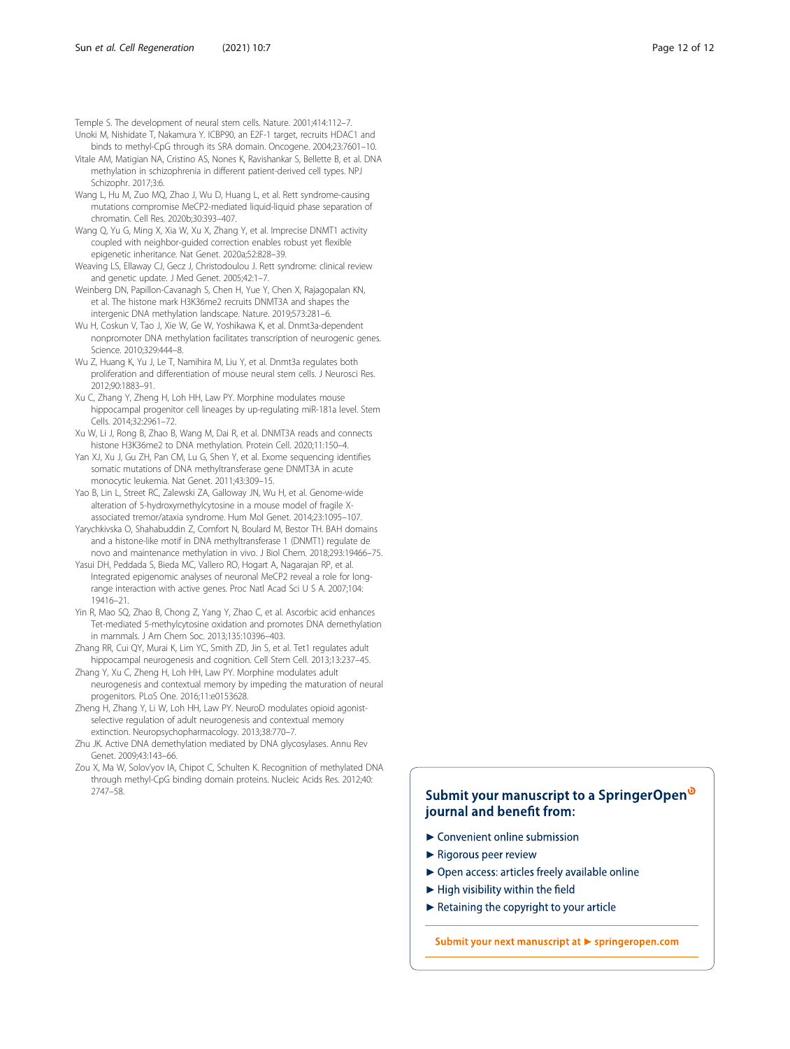Temple S. The development of neural stem cells. Nature. 2001;414:112–7.

Unoki M, Nishidate T, Nakamura Y. ICBP90, an E2F-1 target, recruits HDAC1 and binds to methyl-CpG through its SRA domain. Oncogene. 2004;23:7601–10.

Vitale AM, Matigian NA, Cristino AS, Nones K, Ravishankar S, Bellette B, et al. DNA methylation in schizophrenia in different patient-derived cell types. NPJ Schizophr. 2017;3:6.

Wang L, Hu M, Zuo MQ, Zhao J, Wu D, Huang L, et al. Rett syndrome-causing mutations compromise MeCP2-mediated liquid-liquid phase separation of chromatin. Cell Res. 2020b;30:393–407.

Wang Q, Yu G, Ming X, Xia W, Xu X, Zhang Y, et al. Imprecise DNMT1 activity coupled with neighbor-guided correction enables robust yet flexible epigenetic inheritance. Nat Genet. 2020a;52:828–39.

Weaving LS, Ellaway CJ, Gecz J, Christodoulou J. Rett syndrome: clinical review and genetic update. J Med Genet. 2005;42:1–7.

Weinberg DN, Papillon-Cavanagh S, Chen H, Yue Y, Chen X, Rajagopalan KN, et al. The histone mark H3K36me2 recruits DNMT3A and shapes the intergenic DNA methylation landscape. Nature. 2019;573:281–6.

Wu H, Coskun V, Tao J, Xie W, Ge W, Yoshikawa K, et al. Dnmt3a-dependent nonpromoter DNA methylation facilitates transcription of neurogenic genes. Science. 2010;329:444–8.

Wu Z, Huang K, Yu J, Le T, Namihira M, Liu Y, et al. Dnmt3a regulates both proliferation and differentiation of mouse neural stem cells. J Neurosci Res. 2012;90:1883–91.

Xu C, Zhang Y, Zheng H, Loh HH, Law PY. Morphine modulates mouse hippocampal progenitor cell lineages by up-regulating miR-181a level. Stem Cells. 2014;32:2961–72.

Xu W, Li J, Rong B, Zhao B, Wang M, Dai R, et al. DNMT3A reads and connects histone H3K36me2 to DNA methylation. Protein Cell. 2020;11:150–4.

Yan XJ, Xu J, Gu ZH, Pan CM, Lu G, Shen Y, et al. Exome sequencing identifies somatic mutations of DNA methyltransferase gene DNMT3A in acute monocytic leukemia. Nat Genet. 2011;43:309–15.

Yao B, Lin L, Street RC, Zalewski ZA, Galloway JN, Wu H, et al. Genome-wide alteration of 5-hydroxymethylcytosine in a mouse model of fragile X-associated tremor/ataxia syndrome. Hum Mol Genet. 2014;23:1095–107.

Yarychkivska O, Shahabuddin Z, Comfort N, Boulard M, Bestor TH. BAH domains and a histone-like motif in DNA methyltransferase 1 (DNMT1) regulate de novo and maintenance methylation in vivo. J Biol Chem. 2018;293:19466–75.

Yasui DH, Peddada S, Bieda MC, Vallero RO, Hogart A, Nagarajan RP, et al. Integrated epigenomic analyses of neuronal MeCP2 reveal a role for long-range interaction with active genes. Proc Natl Acad Sci U S A. 2007;104:19416–21.

Yin R, Mao SQ, Zhao B, Chong Z, Yang Y, Zhao C, et al. Ascorbic acid enhances Tet-mediated 5-methylcytosine oxidation and promotes DNA demethylation in mammals. J Am Chem Soc. 2013;135:10396–403.

Zhang RR, Cui QY, Murai K, Lim YC, Smith ZD, Jin S, et al. Tet1 regulates adult hippocampal neurogenesis and cognition. Cell Stem Cell. 2013;13:237–45.

Zhang Y, Xu C, Zheng H, Loh HH, Law PY. Morphine modulates adult neurogenesis and contextual memory by impeding the maturation of neural progenitors. PLoS One. 2016;11:e0153628.

Zheng H, Zhang Y, Li W, Loh HH, Law PY. NeuroD modulates opioid agonist-selective regulation of adult neurogenesis and contextual memory extinction. Neuropsychopharmacology. 2013;38:770–7.

Zhu JK. Active DNA demethylation mediated by DNA glycosylases. Annu Rev Genet. 2009;43:143–66.

Zou X, Ma W, Solov'yov IA, Chipot C, Schulten K. Recognition of methylated DNA through methyl-CpG binding domain proteins. Nucleic Acids Res. 2012;40:2747–58.

**Submit your manuscript to a SpringerOpen journal and benefit from:**

- ► Convenient online submission
- ► Rigorous peer review
- ► Open access: articles freely available online
- ► High visibility within the field
- ► Retaining the copyright to your article

**Submit your next manuscript at ► springeropen.com**